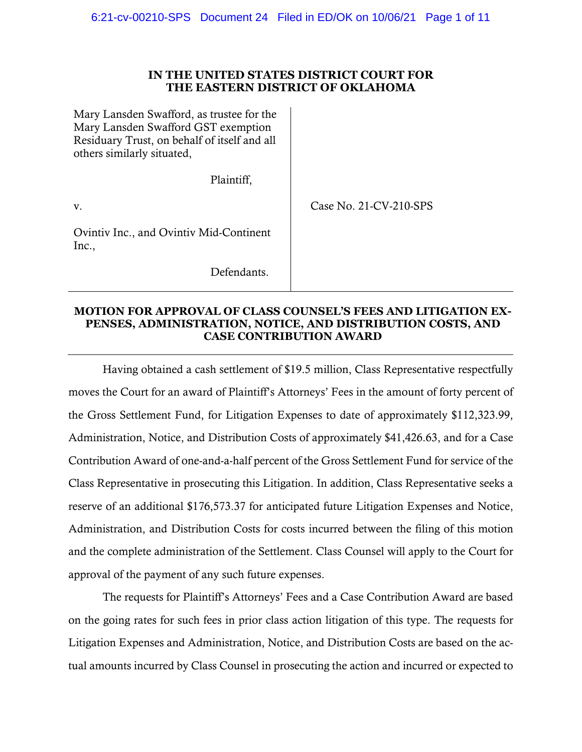**IN THE UNITED STATES DISTRICT COURT FOR THE EASTERN DISTRICT OF OKLAHOMA**

| | |
|---|---|
| Mary Lansden Swafford, as trustee for the Mary Lansden Swafford GST exemption Residuary Trust, on behalf of itself and all others similarly situated,<br><br>Plaintiff,<br><br>v.<br><br>Ovintiv Inc., and Ovintiv Mid-Continent Inc.,<br><br>Defendants. | Case No. 21-CV-210-SPS |

**MOTION FOR APPROVAL OF CLASS COUNSEL'S FEES AND LITIGATION EXPENSES, ADMINISTRATION, NOTICE, AND DISTRIBUTION COSTS, AND CASE CONTRIBUTION AWARD**

Having obtained a cash settlement of $19.5 million, Class Representative respectfully moves the Court for an award of Plaintiff's Attorneys' Fees in the amount of forty percent of the Gross Settlement Fund, for Litigation Expenses to date of approximately $112,323.99, Administration, Notice, and Distribution Costs of approximately $41,426.63, and for a Case Contribution Award of one-and-a-half percent of the Gross Settlement Fund for service of the Class Representative in prosecuting this Litigation. In addition, Class Representative seeks a reserve of an additional $176,573.37 for anticipated future Litigation Expenses and Notice, Administration, and Distribution Costs for costs incurred between the filing of this motion and the complete administration of the Settlement. Class Counsel will apply to the Court for approval of the payment of any such future expenses.

The requests for Plaintiff's Attorneys' Fees and a Case Contribution Award are based on the going rates for such fees in prior class action litigation of this type. The requests for Litigation Expenses and Administration, Notice, and Distribution Costs are based on the actual amounts incurred by Class Counsel in prosecuting the action and incurred or expected to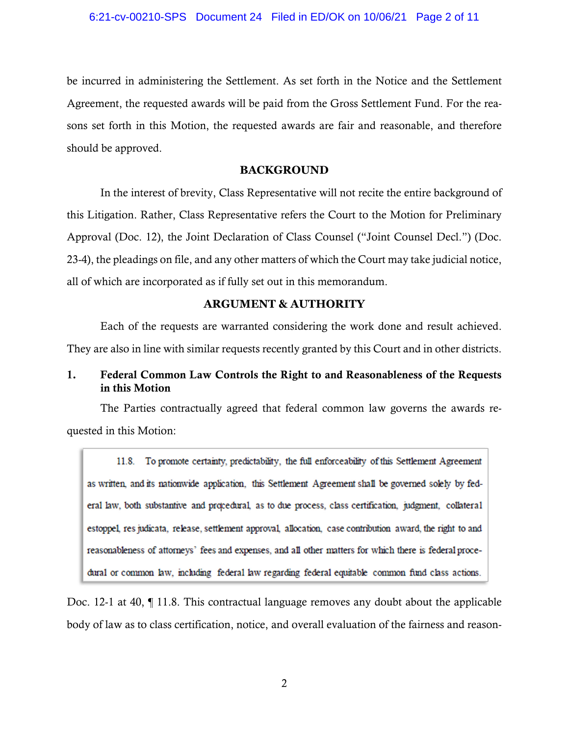be incurred in administering the Settlement. As set forth in the Notice and the Settlement Agreement, the requested awards will be paid from the Gross Settlement Fund. For the reasons set forth in this Motion, the requested awards are fair and reasonable, and therefore should be approved.

## BACKGROUND

In the interest of brevity, Class Representative will not recite the entire background of this Litigation. Rather, Class Representative refers the Court to the Motion for Preliminary Approval (Doc. 12), the Joint Declaration of Class Counsel ("Joint Counsel Decl.") (Doc. 23-4), the pleadings on file, and any other matters of which the Court may take judicial notice, all of which are incorporated as if fully set out in this memorandum.

## ARGUMENT & AUTHORITY

Each of the requests are warranted considering the work done and result achieved. They are also in line with similar requests recently granted by this Court and in other districts.

### 1. Federal Common Law Controls the Right to and Reasonableness of the Requests in this Motion

The Parties contractually agreed that federal common law governs the awards requested in this Motion:

> 11.8. To promote certainty, predictability, the full enforceability of this Settlement Agreement as written, and its nationwide application, this Settlement Agreement shall be governed solely by federal law, both substantive and procedural, as to due process, class certification, judgment, collateral estoppel, res judicata, release, settlement approval, allocation, case contribution award, the right to and reasonableness of attorneys' fees and expenses, and all other matters for which there is federal procedural or common law, including federal law regarding federal equitable common fund class actions.

Doc. 12-1 at 40, ¶ 11.8. This contractual language removes any doubt about the applicable body of law as to class certification, notice, and overall evaluation of the fairness and reason-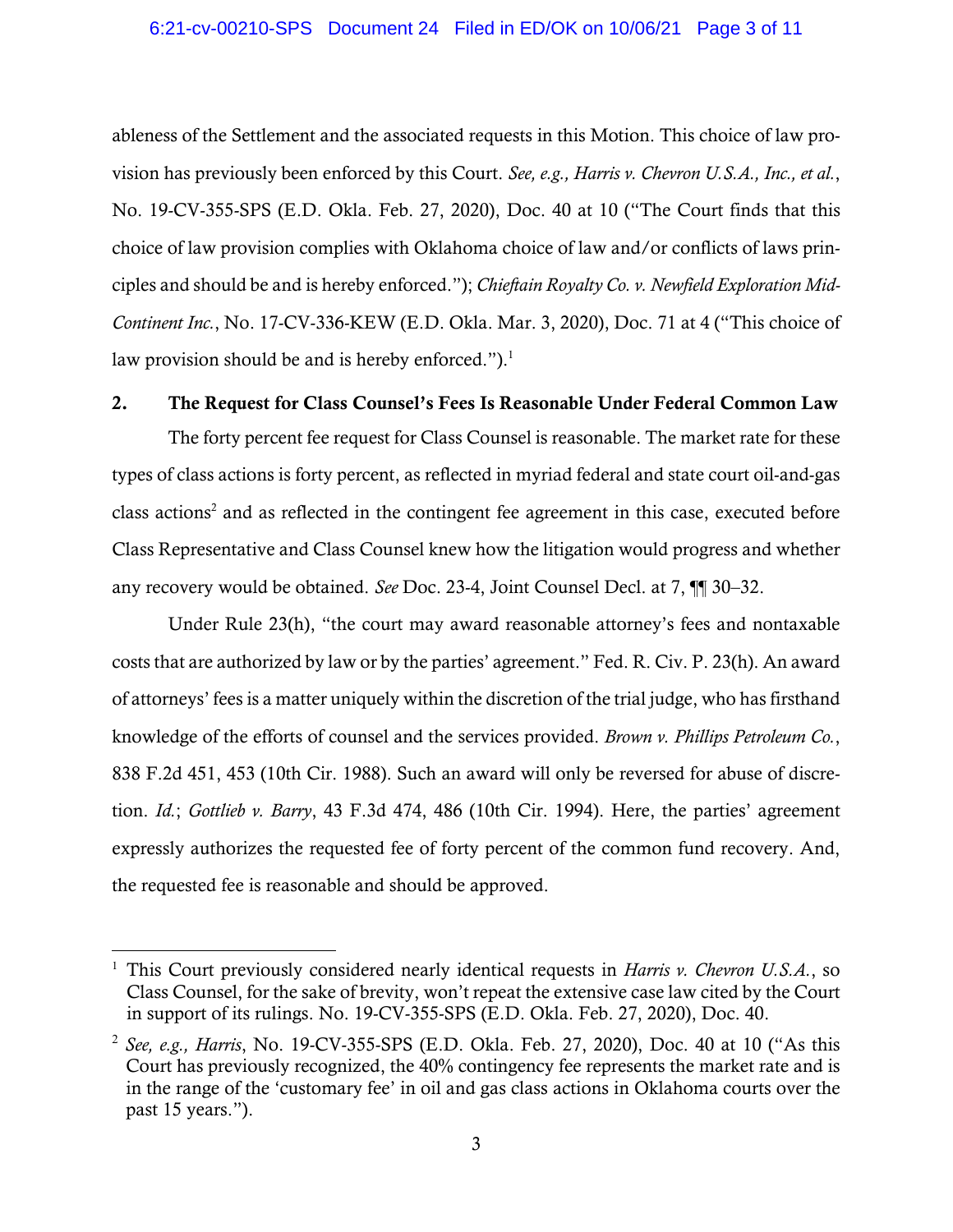ableness of the Settlement and the associated requests in this Motion. This choice of law provision has previously been enforced by this Court. *See, e.g., Harris v. Chevron U.S.A., Inc., et al.*, No. 19-CV-355-SPS (E.D. Okla. Feb. 27, 2020), Doc. 40 at 10 ("The Court finds that this choice of law provision complies with Oklahoma choice of law and/or conflicts of laws principles and should be and is hereby enforced."); *Chieftain Royalty Co. v. Newfield Exploration Mid-Continent Inc.*, No. 17-CV-336-KEW (E.D. Okla. Mar. 3, 2020), Doc. 71 at 4 ("This choice of law provision should be and is hereby enforced.").[1]

## 2. The Request for Class Counsel's Fees Is Reasonable Under Federal Common Law

The forty percent fee request for Class Counsel is reasonable. The market rate for these types of class actions is forty percent, as reflected in myriad federal and state court oil-and-gas class actions[2] and as reflected in the contingent fee agreement in this case, executed before Class Representative and Class Counsel knew how the litigation would progress and whether any recovery would be obtained. *See* Doc. 23-4, Joint Counsel Decl. at 7, ¶¶ 30–32.

Under Rule 23(h), "the court may award reasonable attorney's fees and nontaxable costs that are authorized by law or by the parties' agreement." Fed. R. Civ. P. 23(h). An award of attorneys' fees is a matter uniquely within the discretion of the trial judge, who has firsthand knowledge of the efforts of counsel and the services provided. *Brown v. Phillips Petroleum Co.*, 838 F.2d 451, 453 (10th Cir. 1988). Such an award will only be reversed for abuse of discretion. *Id.*; *Gottlieb v. Barry*, 43 F.3d 474, 486 (10th Cir. 1994). Here, the parties' agreement expressly authorizes the requested fee of forty percent of the common fund recovery. And, the requested fee is reasonable and should be approved.

---

[1] This Court previously considered nearly identical requests in *Harris v. Chevron U.S.A.*, so Class Counsel, for the sake of brevity, won't repeat the extensive case law cited by the Court in support of its rulings. No. 19-CV-355-SPS (E.D. Okla. Feb. 27, 2020), Doc. 40.

[2] *See, e.g., Harris*, No. 19-CV-355-SPS (E.D. Okla. Feb. 27, 2020), Doc. 40 at 10 ("As this Court has previously recognized, the 40% contingency fee represents the market rate and is in the range of the 'customary fee' in oil and gas class actions in Oklahoma courts over the past 15 years.").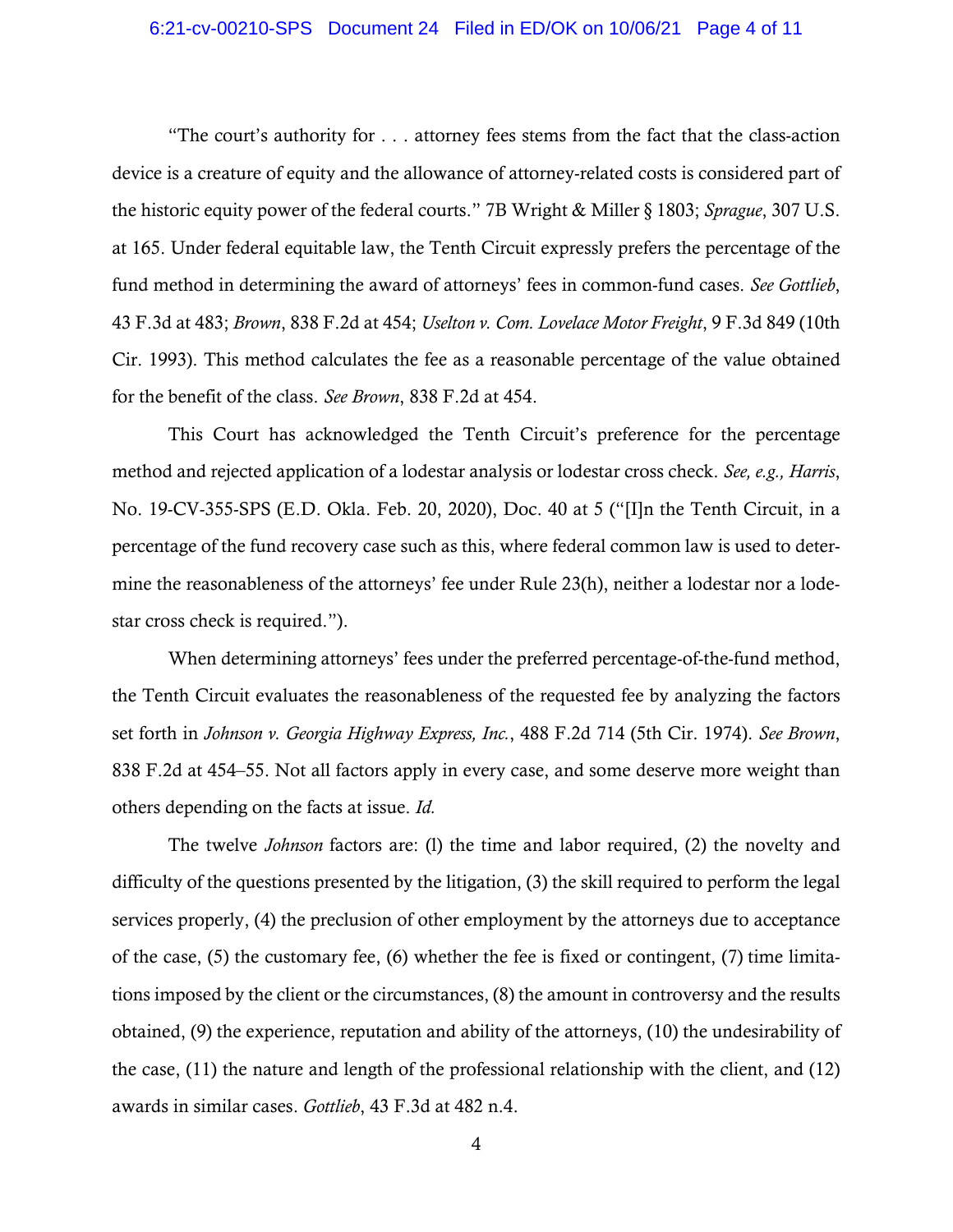"The court's authority for . . . attorney fees stems from the fact that the class-action device is a creature of equity and the allowance of attorney-related costs is considered part of the historic equity power of the federal courts." 7B Wright & Miller § 1803; *Sprague*, 307 U.S. at 165. Under federal equitable law, the Tenth Circuit expressly prefers the percentage of the fund method in determining the award of attorneys' fees in common-fund cases. *See Gottlieb*, 43 F.3d at 483; *Brown*, 838 F.2d at 454; *Uselton v. Com. Lovelace Motor Freight*, 9 F.3d 849 (10th Cir. 1993). This method calculates the fee as a reasonable percentage of the value obtained for the benefit of the class. *See Brown*, 838 F.2d at 454.

This Court has acknowledged the Tenth Circuit's preference for the percentage method and rejected application of a lodestar analysis or lodestar cross check. *See, e.g., Harris*, No. 19-CV-355-SPS (E.D. Okla. Feb. 20, 2020), Doc. 40 at 5 ("[I]n the Tenth Circuit, in a percentage of the fund recovery case such as this, where federal common law is used to determine the reasonableness of the attorneys' fee under Rule 23(h), neither a lodestar nor a lodestar cross check is required.").

When determining attorneys' fees under the preferred percentage-of-the-fund method, the Tenth Circuit evaluates the reasonableness of the requested fee by analyzing the factors set forth in *Johnson v. Georgia Highway Express, Inc.*, 488 F.2d 714 (5th Cir. 1974). *See Brown*, 838 F.2d at 454–55. Not all factors apply in every case, and some deserve more weight than others depending on the facts at issue. *Id.*

The twelve *Johnson* factors are: (l) the time and labor required, (2) the novelty and difficulty of the questions presented by the litigation, (3) the skill required to perform the legal services properly, (4) the preclusion of other employment by the attorneys due to acceptance of the case, (5) the customary fee, (6) whether the fee is fixed or contingent, (7) time limitations imposed by the client or the circumstances, (8) the amount in controversy and the results obtained, (9) the experience, reputation and ability of the attorneys, (10) the undesirability of the case, (11) the nature and length of the professional relationship with the client, and (12) awards in similar cases. *Gottlieb*, 43 F.3d at 482 n.4.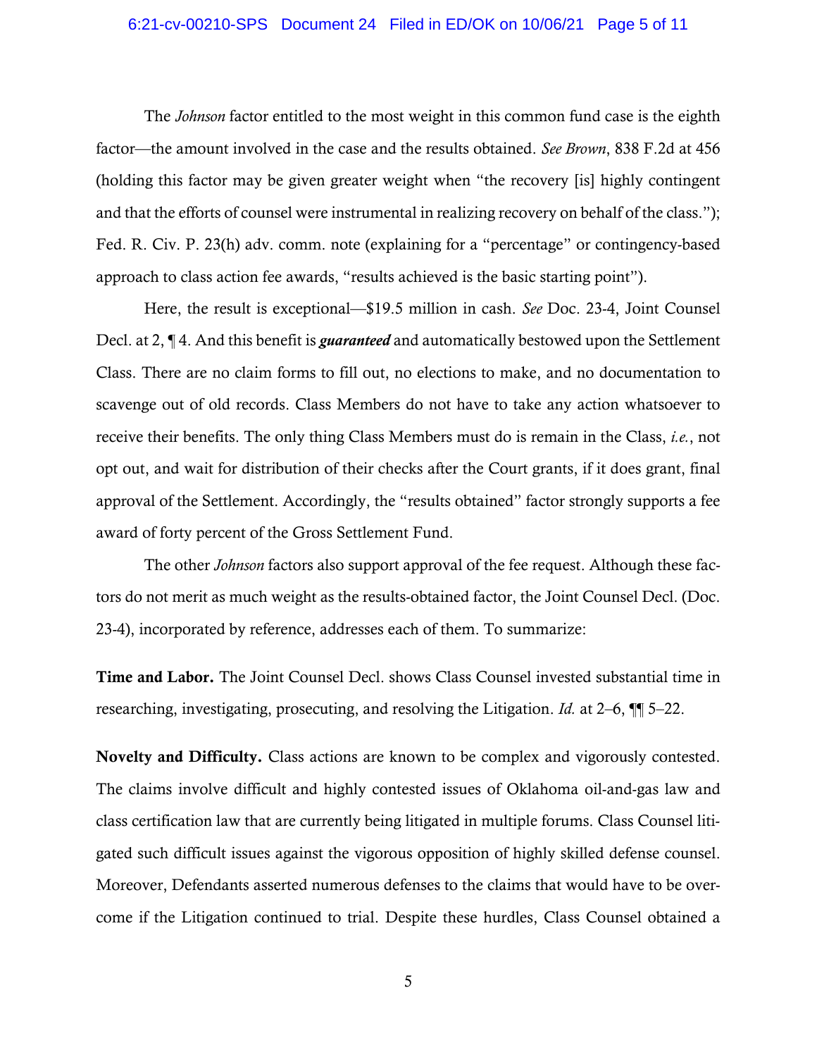The *Johnson* factor entitled to the most weight in this common fund case is the eighth factor—the amount involved in the case and the results obtained. *See Brown*, 838 F.2d at 456 (holding this factor may be given greater weight when "the recovery [is] highly contingent and that the efforts of counsel were instrumental in realizing recovery on behalf of the class."); Fed. R. Civ. P. 23(h) adv. comm. note (explaining for a "percentage" or contingency-based approach to class action fee awards, "results achieved is the basic starting point").

Here, the result is exceptional—$19.5 million in cash. *See* Doc. 23-4, Joint Counsel Decl. at 2, ¶ 4. And this benefit is ***guaranteed*** and automatically bestowed upon the Settlement Class. There are no claim forms to fill out, no elections to make, and no documentation to scavenge out of old records. Class Members do not have to take any action whatsoever to receive their benefits. The only thing Class Members must do is remain in the Class, *i.e.*, not opt out, and wait for distribution of their checks after the Court grants, if it does grant, final approval of the Settlement. Accordingly, the "results obtained" factor strongly supports a fee award of forty percent of the Gross Settlement Fund.

The other *Johnson* factors also support approval of the fee request. Although these factors do not merit as much weight as the results-obtained factor, the Joint Counsel Decl. (Doc. 23-4), incorporated by reference, addresses each of them. To summarize:

**Time and Labor.** The Joint Counsel Decl. shows Class Counsel invested substantial time in researching, investigating, prosecuting, and resolving the Litigation. *Id.* at 2–6, ¶¶ 5–22.

**Novelty and Difficulty.** Class actions are known to be complex and vigorously contested. The claims involve difficult and highly contested issues of Oklahoma oil-and-gas law and class certification law that are currently being litigated in multiple forums. Class Counsel litigated such difficult issues against the vigorous opposition of highly skilled defense counsel. Moreover, Defendants asserted numerous defenses to the claims that would have to be overcome if the Litigation continued to trial. Despite these hurdles, Class Counsel obtained a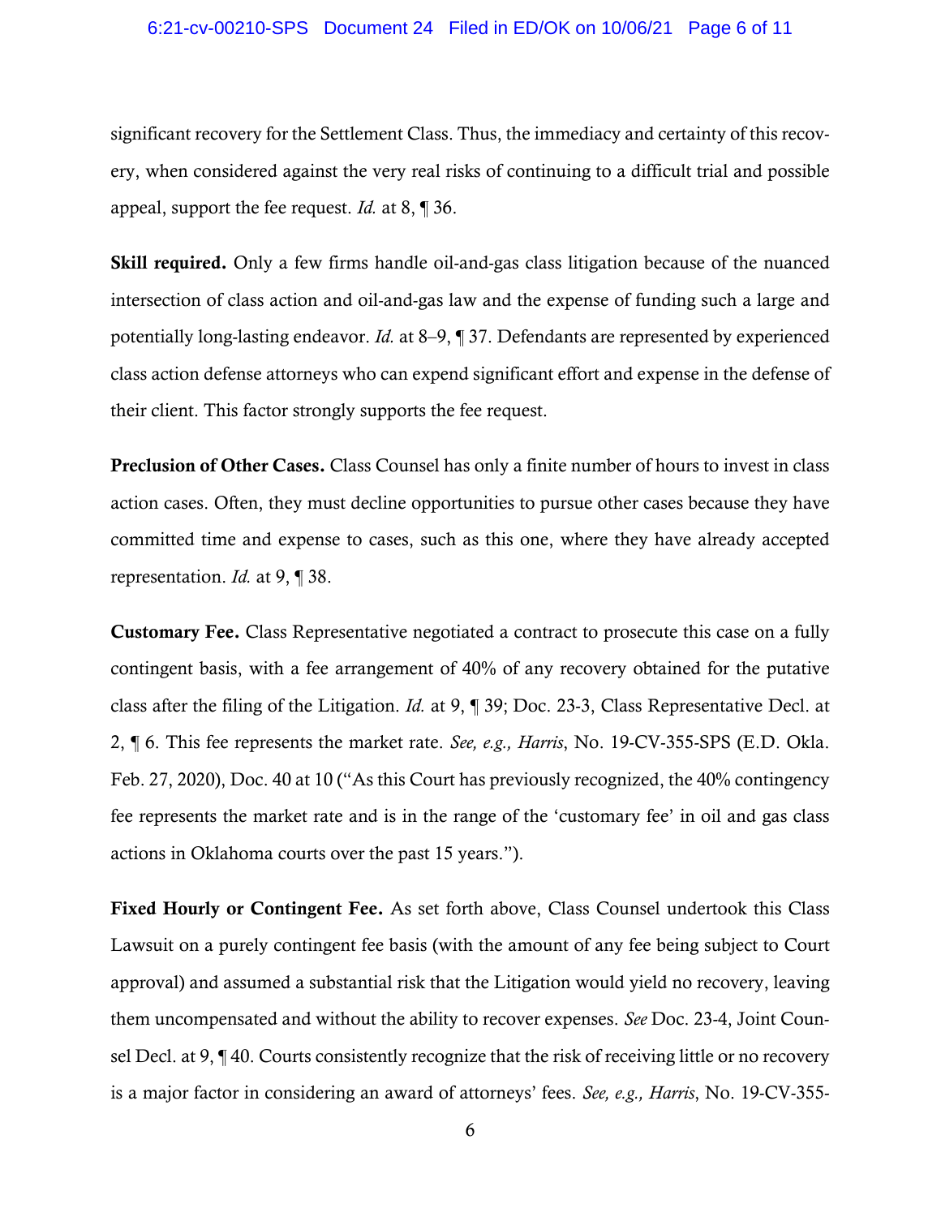significant recovery for the Settlement Class. Thus, the immediacy and certainty of this recovery, when considered against the very real risks of continuing to a difficult trial and possible appeal, support the fee request. *Id.* at 8, ¶ 36.

**Skill required.** Only a few firms handle oil-and-gas class litigation because of the nuanced intersection of class action and oil-and-gas law and the expense of funding such a large and potentially long-lasting endeavor. *Id.* at 8–9, ¶ 37. Defendants are represented by experienced class action defense attorneys who can expend significant effort and expense in the defense of their client. This factor strongly supports the fee request.

**Preclusion of Other Cases.** Class Counsel has only a finite number of hours to invest in class action cases. Often, they must decline opportunities to pursue other cases because they have committed time and expense to cases, such as this one, where they have already accepted representation. *Id.* at 9, ¶ 38.

**Customary Fee.** Class Representative negotiated a contract to prosecute this case on a fully contingent basis, with a fee arrangement of 40% of any recovery obtained for the putative class after the filing of the Litigation. *Id.* at 9, ¶ 39; Doc. 23-3, Class Representative Decl. at 2, ¶ 6. This fee represents the market rate. *See, e.g., Harris*, No. 19-CV-355-SPS (E.D. Okla. Feb. 27, 2020), Doc. 40 at 10 ("As this Court has previously recognized, the 40% contingency fee represents the market rate and is in the range of the 'customary fee' in oil and gas class actions in Oklahoma courts over the past 15 years.").

**Fixed Hourly or Contingent Fee.** As set forth above, Class Counsel undertook this Class Lawsuit on a purely contingent fee basis (with the amount of any fee being subject to Court approval) and assumed a substantial risk that the Litigation would yield no recovery, leaving them uncompensated and without the ability to recover expenses. *See* Doc. 23-4, Joint Counsel Decl. at 9, ¶ 40. Courts consistently recognize that the risk of receiving little or no recovery is a major factor in considering an award of attorneys' fees. *See, e.g., Harris*, No. 19-CV-355-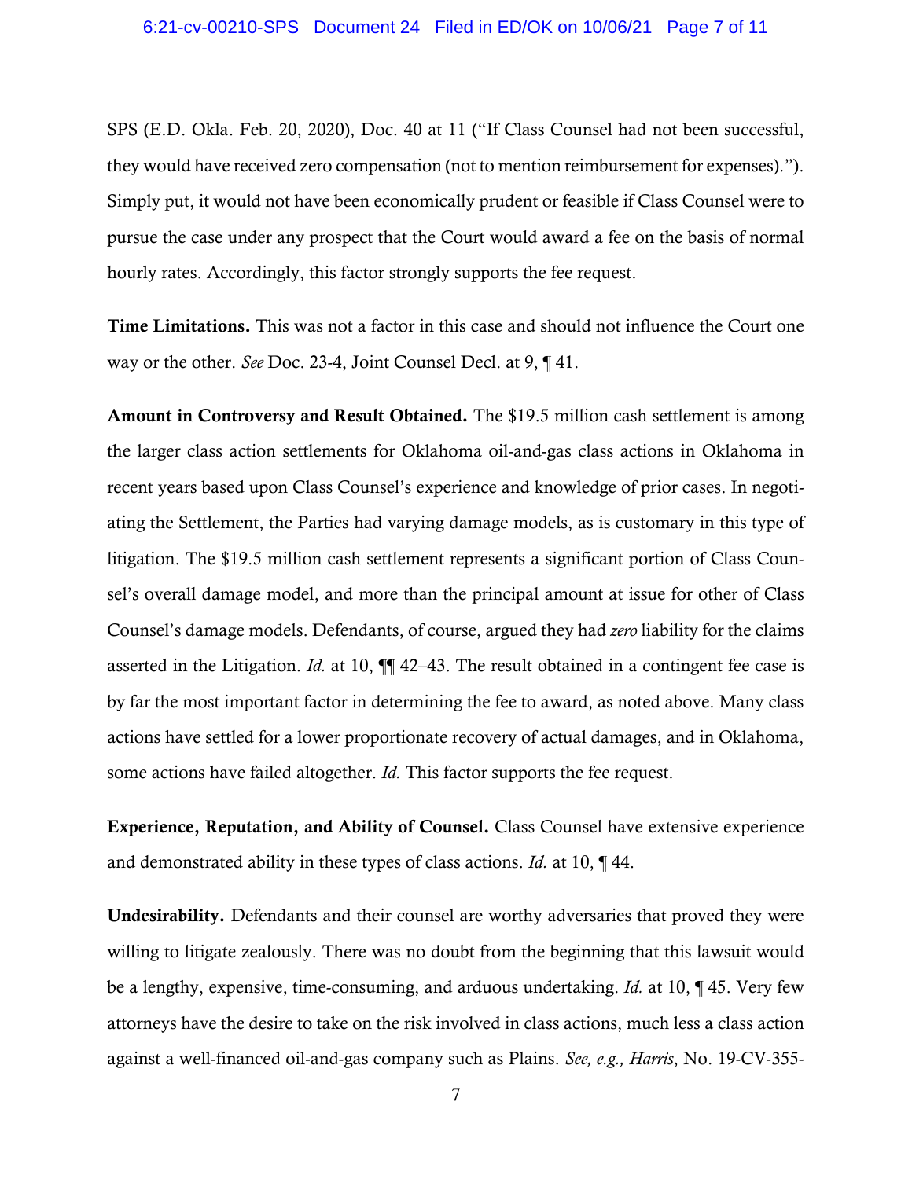SPS (E.D. Okla. Feb. 20, 2020), Doc. 40 at 11 ("If Class Counsel had not been successful, they would have received zero compensation (not to mention reimbursement for expenses)."). Simply put, it would not have been economically prudent or feasible if Class Counsel were to pursue the case under any prospect that the Court would award a fee on the basis of normal hourly rates. Accordingly, this factor strongly supports the fee request.

**Time Limitations.** This was not a factor in this case and should not influence the Court one way or the other. *See* Doc. 23-4, Joint Counsel Decl. at 9, ¶ 41.

**Amount in Controversy and Result Obtained.** The $19.5 million cash settlement is among the larger class action settlements for Oklahoma oil-and-gas class actions in Oklahoma in recent years based upon Class Counsel's experience and knowledge of prior cases. In negotiating the Settlement, the Parties had varying damage models, as is customary in this type of litigation. The $19.5 million cash settlement represents a significant portion of Class Counsel's overall damage model, and more than the principal amount at issue for other of Class Counsel's damage models. Defendants, of course, argued they had *zero* liability for the claims asserted in the Litigation. *Id.* at 10, ¶¶ 42–43. The result obtained in a contingent fee case is by far the most important factor in determining the fee to award, as noted above. Many class actions have settled for a lower proportionate recovery of actual damages, and in Oklahoma, some actions have failed altogether. *Id.* This factor supports the fee request.

**Experience, Reputation, and Ability of Counsel.** Class Counsel have extensive experience and demonstrated ability in these types of class actions. *Id.* at 10, ¶ 44.

**Undesirability.** Defendants and their counsel are worthy adversaries that proved they were willing to litigate zealously. There was no doubt from the beginning that this lawsuit would be a lengthy, expensive, time-consuming, and arduous undertaking. *Id.* at 10, ¶ 45. Very few attorneys have the desire to take on the risk involved in class actions, much less a class action against a well-financed oil-and-gas company such as Plains. *See, e.g., Harris*, No. 19-CV-355-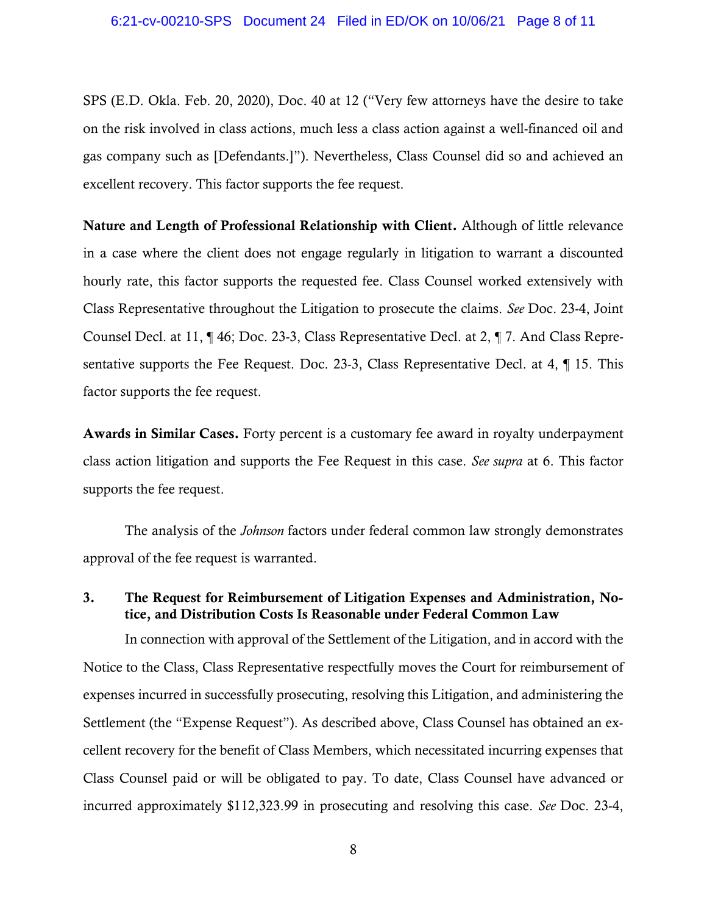SPS (E.D. Okla. Feb. 20, 2020), Doc. 40 at 12 ("Very few attorneys have the desire to take on the risk involved in class actions, much less a class action against a well-financed oil and gas company such as [Defendants.]"). Nevertheless, Class Counsel did so and achieved an excellent recovery. This factor supports the fee request.

**Nature and Length of Professional Relationship with Client.** Although of little relevance in a case where the client does not engage regularly in litigation to warrant a discounted hourly rate, this factor supports the requested fee. Class Counsel worked extensively with Class Representative throughout the Litigation to prosecute the claims. *See* Doc. 23-4, Joint Counsel Decl. at 11, ¶ 46; Doc. 23-3, Class Representative Decl. at 2, ¶ 7. And Class Representative supports the Fee Request. Doc. 23-3, Class Representative Decl. at 4, ¶ 15. This factor supports the fee request.

**Awards in Similar Cases.** Forty percent is a customary fee award in royalty underpayment class action litigation and supports the Fee Request in this case. *See supra* at 6. This factor supports the fee request.

The analysis of the *Johnson* factors under federal common law strongly demonstrates approval of the fee request is warranted.

### 3. The Request for Reimbursement of Litigation Expenses and Administration, Notice, and Distribution Costs Is Reasonable under Federal Common Law

In connection with approval of the Settlement of the Litigation, and in accord with the Notice to the Class, Class Representative respectfully moves the Court for reimbursement of expenses incurred in successfully prosecuting, resolving this Litigation, and administering the Settlement (the "Expense Request"). As described above, Class Counsel has obtained an excellent recovery for the benefit of Class Members, which necessitated incurring expenses that Class Counsel paid or will be obligated to pay. To date, Class Counsel have advanced or incurred approximately $112,323.99 in prosecuting and resolving this case. *See* Doc. 23-4,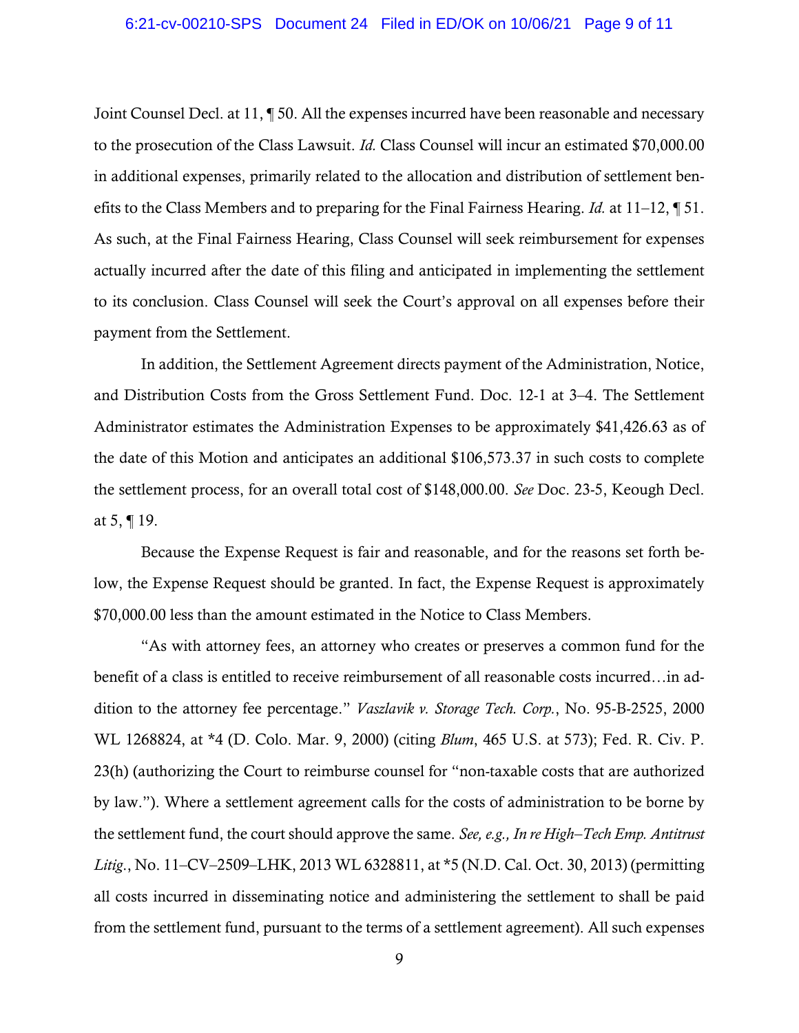Joint Counsel Decl. at 11, ¶ 50. All the expenses incurred have been reasonable and necessary to the prosecution of the Class Lawsuit. *Id.* Class Counsel will incur an estimated $70,000.00 in additional expenses, primarily related to the allocation and distribution of settlement benefits to the Class Members and to preparing for the Final Fairness Hearing. *Id.* at 11–12, ¶ 51. As such, at the Final Fairness Hearing, Class Counsel will seek reimbursement for expenses actually incurred after the date of this filing and anticipated in implementing the settlement to its conclusion. Class Counsel will seek the Court's approval on all expenses before their payment from the Settlement.

In addition, the Settlement Agreement directs payment of the Administration, Notice, and Distribution Costs from the Gross Settlement Fund. Doc. 12-1 at 3–4. The Settlement Administrator estimates the Administration Expenses to be approximately $41,426.63 as of the date of this Motion and anticipates an additional $106,573.37 in such costs to complete the settlement process, for an overall total cost of $148,000.00. *See* Doc. 23-5, Keough Decl. at 5, ¶ 19.

Because the Expense Request is fair and reasonable, and for the reasons set forth below, the Expense Request should be granted. In fact, the Expense Request is approximately $70,000.00 less than the amount estimated in the Notice to Class Members.

"As with attorney fees, an attorney who creates or preserves a common fund for the benefit of a class is entitled to receive reimbursement of all reasonable costs incurred…in addition to the attorney fee percentage." *Vaszlavik v. Storage Tech. Corp.*, No. 95-B-2525, 2000 WL 1268824, at *4 (D. Colo. Mar. 9, 2000) (citing *Blum*, 465 U.S. at 573); Fed. R. Civ. P. 23(h) (authorizing the Court to reimburse counsel for "non-taxable costs that are authorized by law."). Where a settlement agreement calls for the costs of administration to be borne by the settlement fund, the court should approve the same. *See, e.g., In re High–Tech Emp. Antitrust Litig.*, No. 11–CV–2509–LHK, 2013 WL 6328811, at *5 (N.D. Cal. Oct. 30, 2013) (permitting all costs incurred in disseminating notice and administering the settlement to shall be paid from the settlement fund, pursuant to the terms of a settlement agreement). All such expenses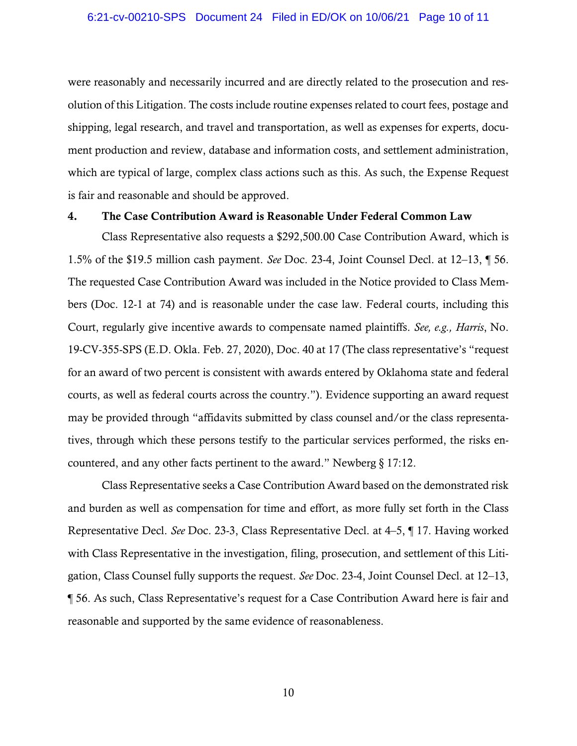were reasonably and necessarily incurred and are directly related to the prosecution and resolution of this Litigation. The costs include routine expenses related to court fees, postage and shipping, legal research, and travel and transportation, as well as expenses for experts, document production and review, database and information costs, and settlement administration, which are typical of large, complex class actions such as this. As such, the Expense Request is fair and reasonable and should be approved.

### 4. The Case Contribution Award is Reasonable Under Federal Common Law

Class Representative also requests a $292,500.00 Case Contribution Award, which is 1.5% of the $19.5 million cash payment. *See* Doc. 23-4, Joint Counsel Decl. at 12–13, ¶ 56. The requested Case Contribution Award was included in the Notice provided to Class Members (Doc. 12-1 at 74) and is reasonable under the case law. Federal courts, including this Court, regularly give incentive awards to compensate named plaintiffs. *See, e.g., Harris*, No. 19-CV-355-SPS (E.D. Okla. Feb. 27, 2020), Doc. 40 at 17 (The class representative's "request for an award of two percent is consistent with awards entered by Oklahoma state and federal courts, as well as federal courts across the country."). Evidence supporting an award request may be provided through "affidavits submitted by class counsel and/or the class representatives, through which these persons testify to the particular services performed, the risks encountered, and any other facts pertinent to the award." Newberg § 17:12.

Class Representative seeks a Case Contribution Award based on the demonstrated risk and burden as well as compensation for time and effort, as more fully set forth in the Class Representative Decl. *See* Doc. 23-3, Class Representative Decl. at 4–5, ¶ 17. Having worked with Class Representative in the investigation, filing, prosecution, and settlement of this Litigation, Class Counsel fully supports the request. *See* Doc. 23-4, Joint Counsel Decl. at 12–13, ¶ 56. As such, Class Representative's request for a Case Contribution Award here is fair and reasonable and supported by the same evidence of reasonableness.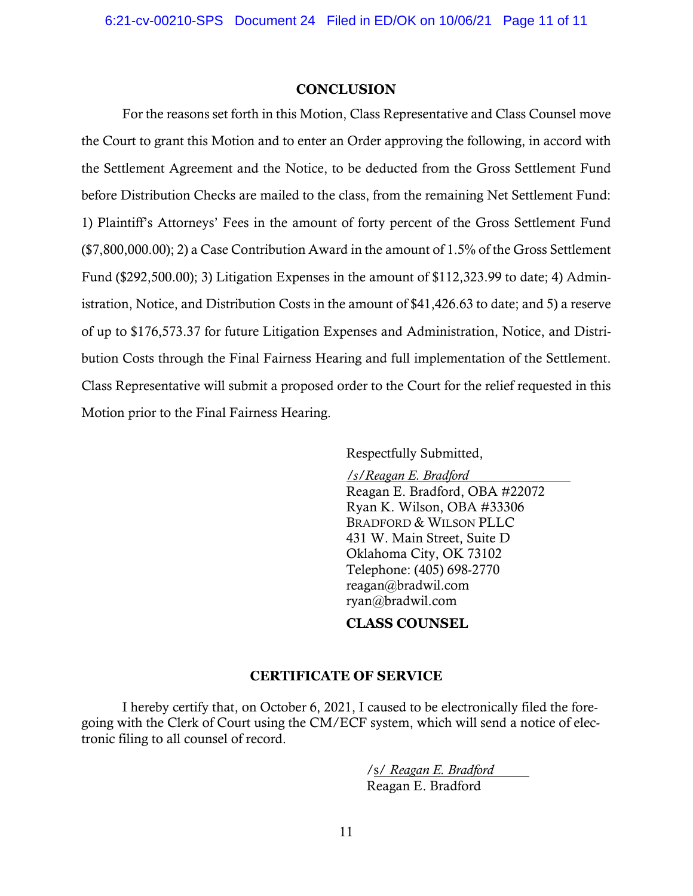## CONCLUSION

For the reasons set forth in this Motion, Class Representative and Class Counsel move the Court to grant this Motion and to enter an Order approving the following, in accord with the Settlement Agreement and the Notice, to be deducted from the Gross Settlement Fund before Distribution Checks are mailed to the class, from the remaining Net Settlement Fund: 1) Plaintiff's Attorneys' Fees in the amount of forty percent of the Gross Settlement Fund ($7,800,000.00); 2) a Case Contribution Award in the amount of 1.5% of the Gross Settlement Fund ($292,500.00); 3) Litigation Expenses in the amount of $112,323.99 to date; 4) Administration, Notice, and Distribution Costs in the amount of $41,426.63 to date; and 5) a reserve of up to $176,573.37 for future Litigation Expenses and Administration, Notice, and Distribution Costs through the Final Fairness Hearing and full implementation of the Settlement. Class Representative will submit a proposed order to the Court for the relief requested in this Motion prior to the Final Fairness Hearing.

Respectfully Submitted,

*/s/Reagan E. Bradford*
Reagan E. Bradford, OBA #22072
Ryan K. Wilson, OBA #33306
BRADFORD & WILSON PLLC
431 W. Main Street, Suite D
Oklahoma City, OK 73102
Telephone: (405) 698-2770
reagan@bradwil.com
ryan@bradwil.com

**CLASS COUNSEL**

## CERTIFICATE OF SERVICE

I hereby certify that, on October 6, 2021, I caused to be electronically filed the foregoing with the Clerk of Court using the CM/ECF system, which will send a notice of electronic filing to all counsel of record.

*/s/ Reagan E. Bradford*
Reagan E. Bradford